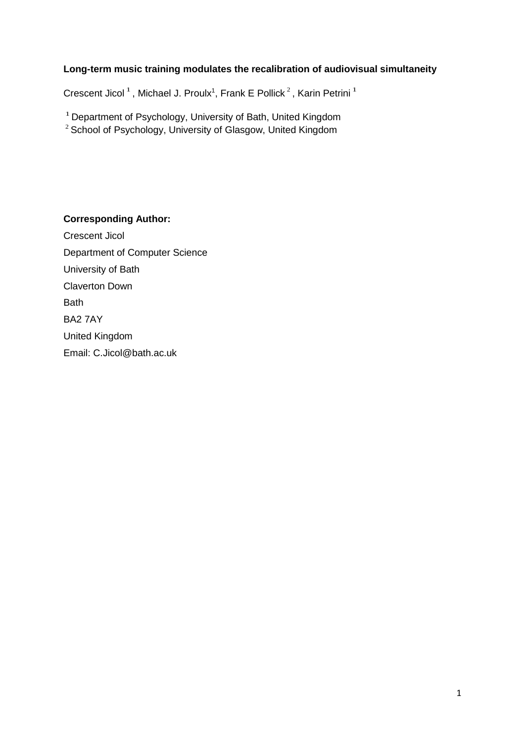**Long-term music training modulates the recalibration of audiovisual simultaneity**

Crescent Jicol [1] , Michael J. Proulx[1], Frank E Pollick [2] , Karin Petrini [1]

[1] Department of Psychology, University of Bath, United Kingdom
[2] School of Psychology, University of Glasgow, United Kingdom

**Corresponding Author:**

Crescent Jicol
Department of Computer Science
University of Bath
Claverton Down
Bath
BA2 7AY
United Kingdom
Email: C.Jicol@bath.ac.uk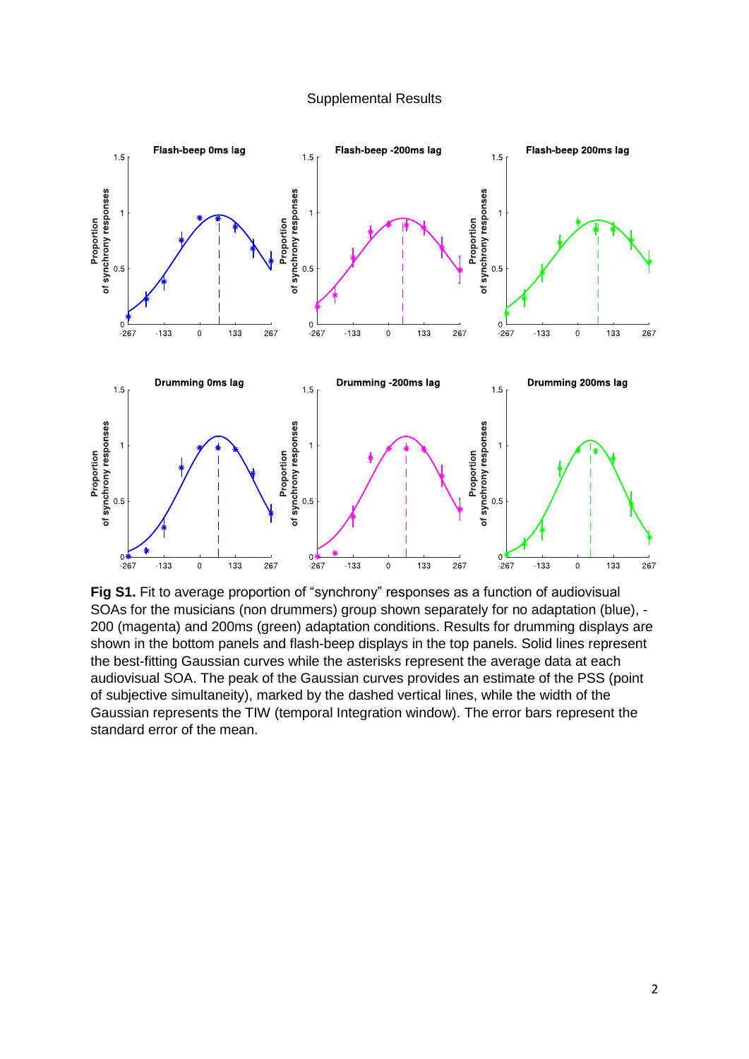Supplemental Results

**Fig S1.** Fit to average proportion of "synchrony" responses as a function of audiovisual SOAs for the musicians (non drummers) group shown separately for no adaptation (blue), -200 (magenta) and 200ms (green) adaptation conditions. Results for drumming displays are shown in the bottom panels and flash-beep displays in the top panels. Solid lines represent the best-fitting Gaussian curves while the asterisks represent the average data at each audiovisual SOA. The peak of the Gaussian curves provides an estimate of the PSS (point of subjective simultaneity), marked by the dashed vertical lines, while the width of the Gaussian represents the TIW (temporal Integration window). The error bars represent the standard error of the mean.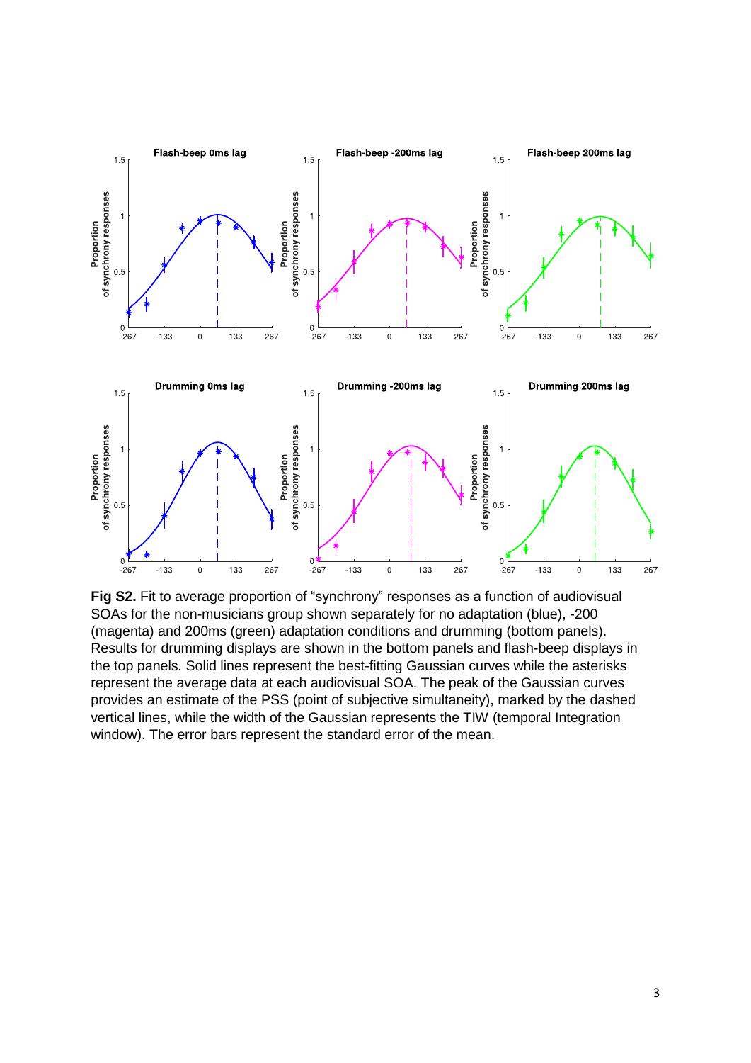**Fig S2.** Fit to average proportion of "synchrony" responses as a function of audiovisual SOAs for the non-musicians group shown separately for no adaptation (blue), -200 (magenta) and 200ms (green) adaptation conditions and drumming (bottom panels). Results for drumming displays are shown in the bottom panels and flash-beep displays in the top panels. Solid lines represent the best-fitting Gaussian curves while the asterisks represent the average data at each audiovisual SOA. The peak of the Gaussian curves provides an estimate of the PSS (point of subjective simultaneity), marked by the dashed vertical lines, while the width of the Gaussian represents the TIW (temporal Integration window). The error bars represent the standard error of the mean.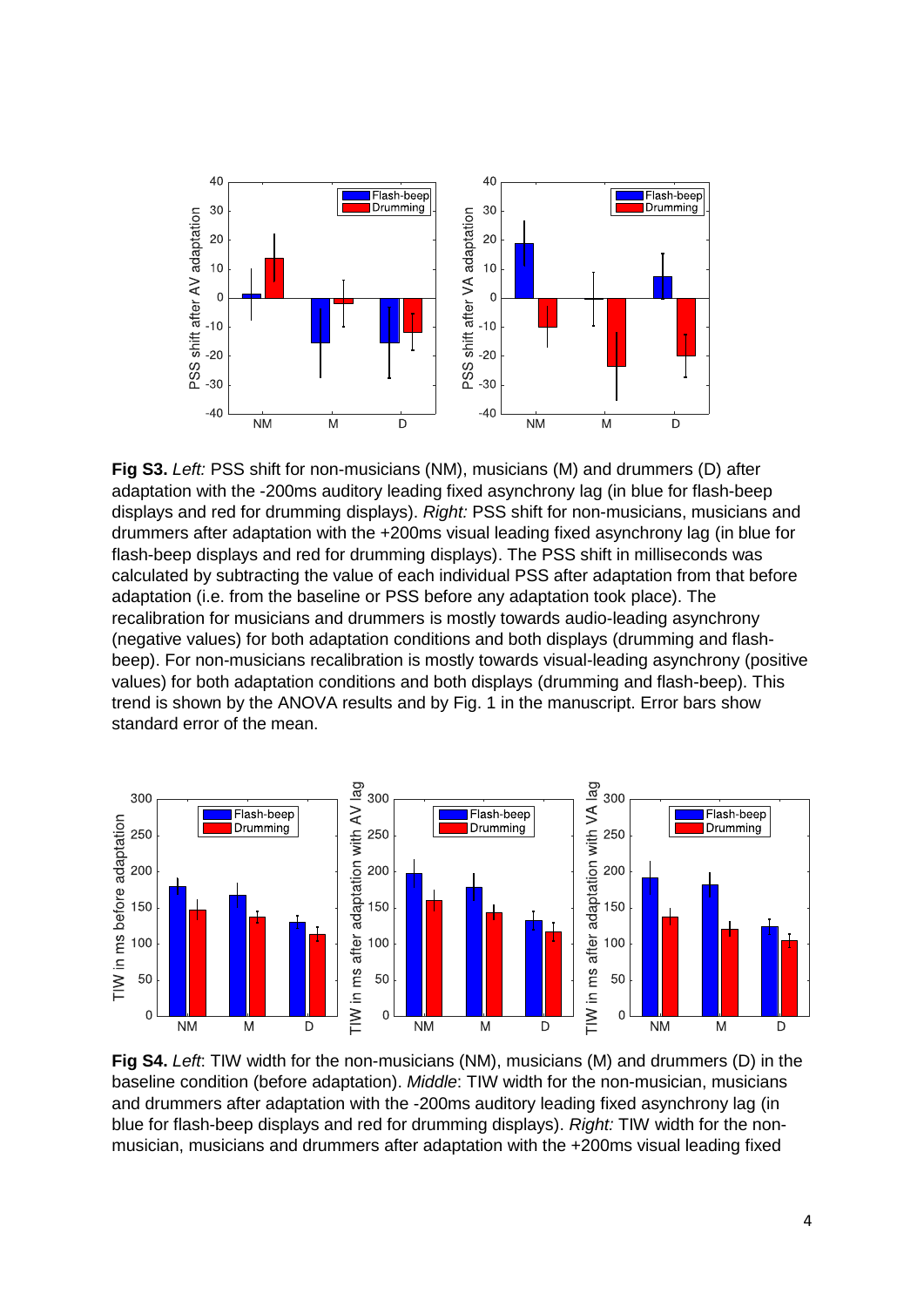**Fig S3.** *Left:* PSS shift for non-musicians (NM), musicians (M) and drummers (D) after adaptation with the -200ms auditory leading fixed asynchrony lag (in blue for flash-beep displays and red for drumming displays). *Right:* PSS shift for non-musicians, musicians and drummers after adaptation with the +200ms visual leading fixed asynchrony lag (in blue for flash-beep displays and red for drumming displays). The PSS shift in milliseconds was calculated by subtracting the value of each individual PSS after adaptation from that before adaptation (i.e. from the baseline or PSS before any adaptation took place). The recalibration for musicians and drummers is mostly towards audio-leading asynchrony (negative values) for both adaptation conditions and both displays (drumming and flash-beep). For non-musicians recalibration is mostly towards visual-leading asynchrony (positive values) for both adaptation conditions and both displays (drumming and flash-beep). This trend is shown by the ANOVA results and by Fig. 1 in the manuscript. Error bars show standard error of the mean.

**Fig S4.** *Left*: TIW width for the non-musicians (NM), musicians (M) and drummers (D) in the baseline condition (before adaptation). *Middle*: TIW width for the non-musician, musicians and drummers after adaptation with the -200ms auditory leading fixed asynchrony lag (in blue for flash-beep displays and red for drumming displays). *Right:* TIW width for the non-musician, musicians and drummers after adaptation with the +200ms visual leading fixed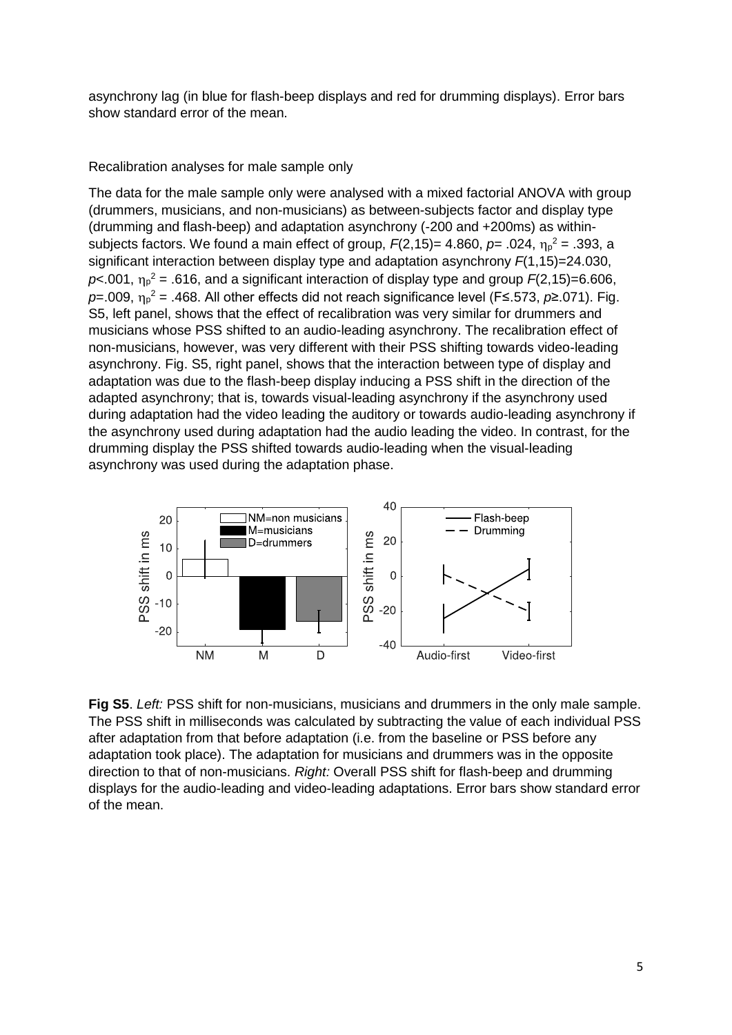asynchrony lag (in blue for flash-beep displays and red for drumming displays). Error bars show standard error of the mean.

Recalibration analyses for male sample only

The data for the male sample only were analysed with a mixed factorial ANOVA with group (drummers, musicians, and non-musicians) as between-subjects factor and display type (drumming and flash-beep) and adaptation asynchrony (-200 and +200ms) as within-subjects factors. We found a main effect of group, $F(2,15)= 4.860$, $p= .024$, $\eta_p^2 = .393$, a significant interaction between display type and adaptation asynchrony $F(1,15)=24.030$, $p<.001$, $\eta_p^2 = .616$, and a significant interaction of display type and group $F(2,15)=6.606$, $p=.009$, $\eta_p^2 = .468$. All other effects did not reach significance level ($F \leq .573$, $p \geq .071$). Fig. S5, left panel, shows that the effect of recalibration was very similar for drummers and musicians whose PSS shifted to an audio-leading asynchrony. The recalibration effect of non-musicians, however, was very different with their PSS shifting towards video-leading asynchrony. Fig. S5, right panel, shows that the interaction between type of display and adaptation was due to the flash-beep display inducing a PSS shift in the direction of the adapted asynchrony; that is, towards visual-leading asynchrony if the asynchrony used during adaptation had the video leading the auditory or towards audio-leading asynchrony if the asynchrony used during adaptation had the audio leading the video. In contrast, for the drumming display the PSS shifted towards audio-leading when the visual-leading asynchrony was used during the adaptation phase.

NM=non musicians
M=musicians
D=drummers
PSS shift in ms
20
10
0
-10
-20
NM
M
D

Flash-beep
Drumming
PSS shift in ms
40
20
0
-20
-40
Audio-first
Video-first

**Fig S5**. *Left:* PSS shift for non-musicians, musicians and drummers in the only male sample. The PSS shift in milliseconds was calculated by subtracting the value of each individual PSS after adaptation from that before adaptation (i.e. from the baseline or PSS before any adaptation took place). The adaptation for musicians and drummers was in the opposite direction to that of non-musicians. *Right:* Overall PSS shift for flash-beep and drumming displays for the audio-leading and video-leading adaptations. Error bars show standard error of the mean.